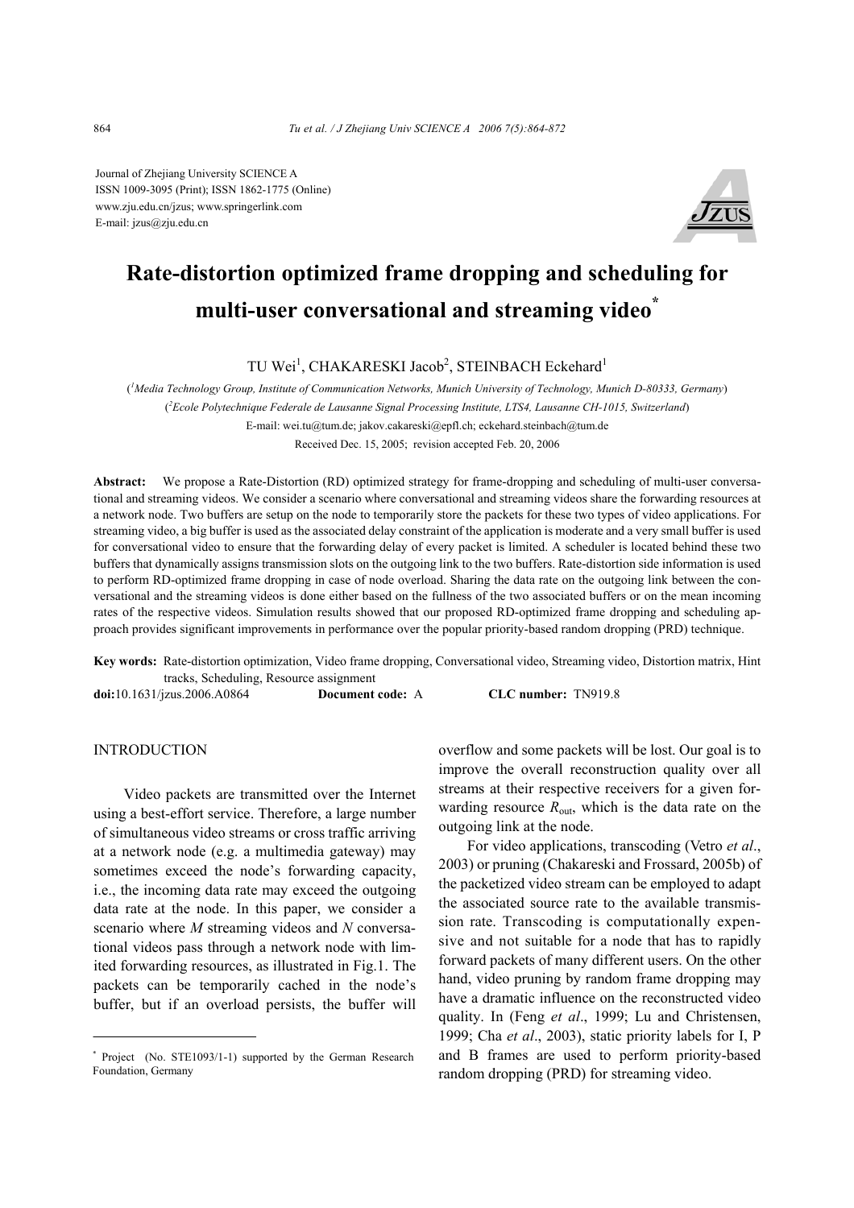Journal of Zhejiang University SCIENCE A
ISSN 1009-3095 (Print); ISSN 1862-1775 (Online)
www.zju.edu.cn/jzus; www.springerlink.com
E-mail: jzus@zju.edu.cn

# Rate-distortion optimized frame dropping and scheduling for multi-user conversational and streaming video*

TU Wei[1], CHAKARESKI Jacob[2], STEINBACH Eckehard[1]

([1]*Media Technology Group, Institute of Communication Networks, Munich University of Technology, Munich D-80333, Germany*)

([2]*Ecole Polytechnique Federale de Lausanne Signal Processing Institute, LTS4, Lausanne CH-1015, Switzerland*)

E-mail: wei.tu@tum.de; jakov.cakareski@epfl.ch; eckehard.steinbach@tum.de

Received Dec. 15, 2005; revision accepted Feb. 20, 2006

**Abstract:** We propose a Rate-Distortion (RD) optimized strategy for frame-dropping and scheduling of multi-user conversational and streaming videos. We consider a scenario where conversational and streaming videos share the forwarding resources at a network node. Two buffers are setup on the node to temporarily store the packets for these two types of video applications. For streaming video, a big buffer is used as the associated delay constraint of the application is moderate and a very small buffer is used for conversational video to ensure that the forwarding delay of every packet is limited. A scheduler is located behind these two buffers that dynamically assigns transmission slots on the outgoing link to the two buffers. Rate-distortion side information is used to perform RD-optimized frame dropping in case of node overload. Sharing the data rate on the outgoing link between the conversational and the streaming videos is done either based on the fullness of the two associated buffers or on the mean incoming rates of the respective videos. Simulation results showed that our proposed RD-optimized frame dropping and scheduling approach provides significant improvements in performance over the popular priority-based random dropping (PRD) technique.

**Key words:** Rate-distortion optimization, Video frame dropping, Conversational video, Streaming video, Distortion matrix, Hint tracks, Scheduling, Resource assignment

**doi:**10.1631/jzus.2006.A0864 **Document code:** A **CLC number:** TN919.8

## INTRODUCTION

Video packets are transmitted over the Internet using a best-effort service. Therefore, a large number of simultaneous video streams or cross traffic arriving at a network node (e.g. a multimedia gateway) may sometimes exceed the node's forwarding capacity, i.e., the incoming data rate may exceed the outgoing data rate at the node. In this paper, we consider a scenario where $M$ streaming videos and $N$ conversational videos pass through a network node with limited forwarding resources, as illustrated in Fig.1. The packets can be temporarily cached in the node's buffer, but if an overload persists, the buffer will overflow and some packets will be lost. Our goal is to improve the overall reconstruction quality over all streams at their respective receivers for a given forwarding resource $R_{\text{out}}$, which is the data rate on the outgoing link at the node.

For video applications, transcoding (Vetro *et al*., 2003) or pruning (Chakareski and Frossard, 2005b) of the packetized video stream can be employed to adapt the associated source rate to the available transmission rate. Transcoding is computationally expensive and not suitable for a node that has to rapidly forward packets of many different users. On the other hand, video pruning by random frame dropping may have a dramatic influence on the reconstructed video quality. In (Feng *et al*., 1999; Lu and Christensen, 1999; Cha *et al*., 2003), static priority labels for I, P and B frames are used to perform priority-based random dropping (PRD) for streaming video.

* Project (No. STE1093/1-1) supported by the German Research Foundation, Germany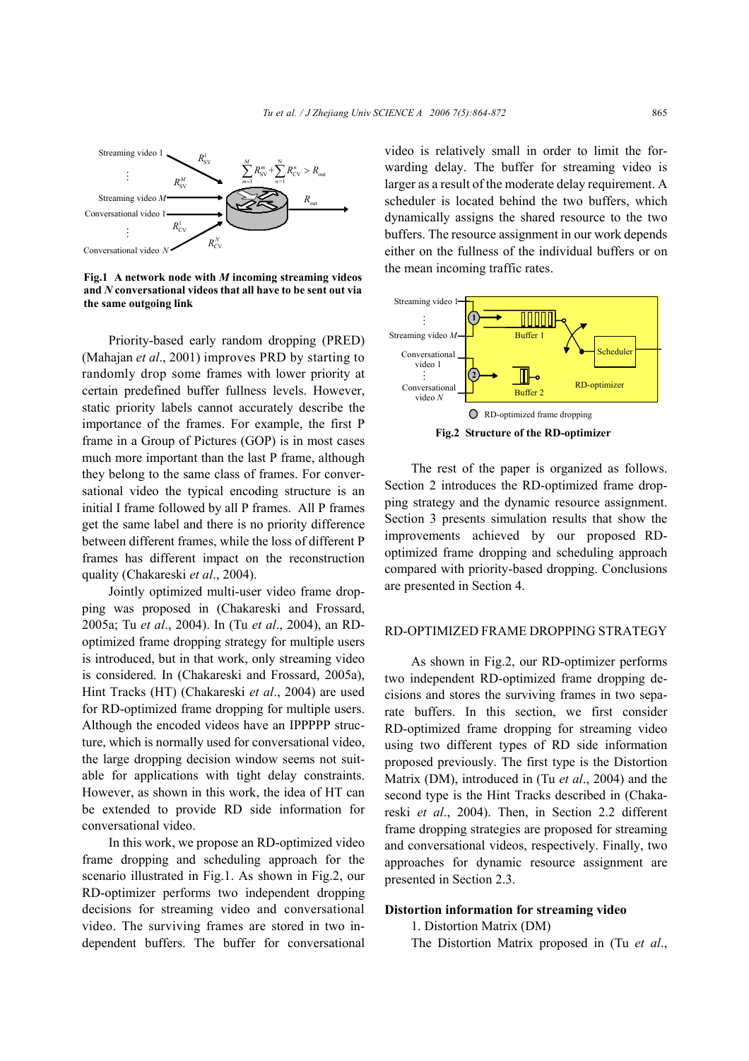Streaming video 1

$R_{SV}^1$

$\sum_{m=1}^{M} R_{SV}^m + \sum_{n=1}^{N} R_{CV}^n > R_{out}$

$R_{SV}^M$

Streaming video $M$

$R_{out}$

Conversational video 1

$R_{CV}^1$

$R_{CV}^N$

Conversational video $N$

**Fig.1 A network node with $M$ incoming streaming videos and $N$ conversational videos that all have to be sent out via the same outgoing link**

Priority-based early random dropping (PRED) (Mahajan *et al*., 2001) improves PRD by starting to randomly drop some frames with lower priority at certain predefined buffer fullness levels. However, static priority labels cannot accurately describe the importance of the frames. For example, the first P frame in a Group of Pictures (GOP) is in most cases much more important than the last P frame, although they belong to the same class of frames. For conversational video the typical encoding structure is an initial I frame followed by all P frames. All P frames get the same label and there is no priority difference between different frames, while the loss of different P frames has different impact on the reconstruction quality (Chakareski *et al*., 2004).

Jointly optimized multi-user video frame dropping was proposed in (Chakareski and Frossard, 2005a; Tu *et al*., 2004). In (Tu *et al*., 2004), an RD-optimized frame dropping strategy for multiple users is introduced, but in that work, only streaming video is considered. In (Chakareski and Frossard, 2005a), Hint Tracks (HT) (Chakareski *et al*., 2004) are used for RD-optimized frame dropping for multiple users. Although the encoded videos have an IPPPPP structure, which is normally used for conversational video, the large dropping decision window seems not suitable for applications with tight delay constraints. However, as shown in this work, the idea of HT can be extended to provide RD side information for conversational video.

In this work, we propose an RD-optimized video frame dropping and scheduling approach for the scenario illustrated in Fig.1. As shown in Fig.2, our RD-optimizer performs two independent dropping decisions for streaming video and conversational video. The surviving frames are stored in two independent buffers. The buffer for conversational video is relatively small in order to limit the forwarding delay. The buffer for streaming video is larger as a result of the moderate delay requirement. A scheduler is located behind the two buffers, which dynamically assigns the shared resource to the two buffers. The resource assignment in our work depends either on the fullness of the individual buffers or on the mean incoming traffic rates.

Streaming video 1

Streaming video $M$

Conversational video 1

Conversational video $N$

Buffer 1

Buffer 2

Scheduler

RD-optimizer

RD-optimized frame dropping

**Fig.2 Structure of the RD-optimizer**

The rest of the paper is organized as follows. Section 2 introduces the RD-optimized frame dropping strategy and the dynamic resource assignment. Section 3 presents simulation results that show the improvements achieved by our proposed RD-optimized frame dropping and scheduling approach compared with priority-based dropping. Conclusions are presented in Section 4.

## RD-OPTIMIZED FRAME DROPPING STRATEGY

As shown in Fig.2, our RD-optimizer performs two independent RD-optimized frame dropping decisions and stores the surviving frames in two separate buffers. In this section, we first consider RD-optimized frame dropping for streaming video using two different types of RD side information proposed previously. The first type is the Distortion Matrix (DM), introduced in (Tu *et al*., 2004) and the second type is the Hint Tracks described in (Chakareski *et al*., 2004). Then, in Section 2.2 different frame dropping strategies are proposed for streaming and conversational videos, respectively. Finally, two approaches for dynamic resource assignment are presented in Section 2.3.

### Distortion information for streaming video

1. Distortion Matrix (DM)

The Distortion Matrix proposed in (Tu *et al*.,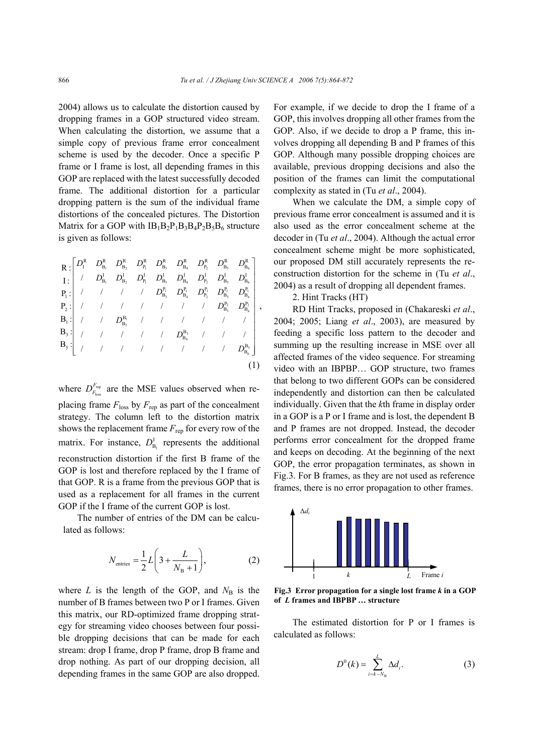2004) allows us to calculate the distortion caused by dropping frames in a GOP structured video stream. When calculating the distortion, we assume that a simple copy of previous frame error concealment scheme is used by the decoder. Once a specific P frame or I frame is lost, all depending frames in this GOP are replaced with the latest successfully decoded frame. The additional distortion for a particular dropping pattern is the sum of the individual frame distortions of the concealed pictures. The Distortion Matrix for a GOP with $IB_1B_2P_1B_3B_4P_2B_5B_6$ structure is given as follows:

$$\begin{array}{c} \mathrm{R}: \\ \mathrm{I}: \\ \mathrm{P}_1: \\ \mathrm{P}_2: \\ \mathrm{B}_1: \\ \mathrm{B}_3: \\ \mathrm{B}_5: \end{array}\begin{bmatrix} D_{\mathrm{I}}^{\mathrm{R}} & D_{\mathrm{B}_1}^{\mathrm{R}} & D_{\mathrm{B}_2}^{\mathrm{R}} & D_{\mathrm{P}_1}^{\mathrm{R}} & D_{\mathrm{B}_3}^{\mathrm{R}} & D_{\mathrm{B}_4}^{\mathrm{R}} & D_{\mathrm{P}_2}^{\mathrm{R}} & D_{\mathrm{B}_5}^{\mathrm{R}} & D_{\mathrm{B}_6}^{\mathrm{R}} \\ / & D_{\mathrm{B}_1}^{\mathrm{I}} & D_{\mathrm{B}_2}^{\mathrm{I}} & D_{\mathrm{P}_1}^{\mathrm{I}} & D_{\mathrm{B}_3}^{\mathrm{I}} & D_{\mathrm{B}_4}^{\mathrm{I}} & D_{\mathrm{P}_2}^{\mathrm{I}} & D_{\mathrm{B}_5}^{\mathrm{I}} & D_{\mathrm{B}_6}^{\mathrm{I}} \\ / & / & / & / & D_{\mathrm{B}_3}^{\mathrm{P}_1} & D_{\mathrm{B}_4}^{\mathrm{P}_1} & D_{\mathrm{P}_2}^{\mathrm{P}_1} & D_{\mathrm{B}_5}^{\mathrm{P}_1} & D_{\mathrm{B}_6}^{\mathrm{P}_1} \\ / & / & / & / & / & / & / & D_{\mathrm{B}_5}^{\mathrm{P}_2} & D_{\mathrm{B}_6}^{\mathrm{P}_2} \\ / & / & D_{\mathrm{B}_2}^{\mathrm{B}_1} & / & / & / & / & / & / \\ / & / & / & / & / & D_{\mathrm{B}_4}^{\mathrm{B}_3} & / & / & / \\ / & / & / & / & / & / & / & / & D_{\mathrm{B}_6}^{\mathrm{B}_5} \end{bmatrix}, \tag{1}$$

where $D_{F_{\mathrm{loss}}}^{F_{\mathrm{rep}}}$ are the MSE values observed when replacing frame $F_{\mathrm{loss}}$ by $F_{\mathrm{rep}}$ as part of the concealment strategy. The column left to the distortion matrix shows the replacement frame $F_{\mathrm{rep}}$ for every row of the matrix. For instance, $D_{\mathrm{B}_1}^{\mathrm{I}}$ represents the additional reconstruction distortion if the first B frame of the GOP is lost and therefore replaced by the I frame of that GOP. R is a frame from the previous GOP that is used as a replacement for all frames in the current GOP if the I frame of the current GOP is lost.

The number of entries of the DM can be calculated as follows:

$$N_{\mathrm{entries}} = \frac{1}{2}L\left(3 + \frac{L}{N_{\mathrm{B}} + 1}\right), \tag{2}$$

where $L$ is the length of the GOP, and $N_{\mathrm{B}}$ is the number of B frames between two P or I frames. Given this matrix, our RD-optimized frame dropping strategy for streaming video chooses between four possible dropping decisions that can be made for each stream: drop I frame, drop P frame, drop B frame and drop nothing. As part of our dropping decision, all depending frames in the same GOP are also dropped. For example, if we decide to drop the I frame of a GOP, this involves dropping all other frames from the GOP. Also, if we decide to drop a P frame, this involves dropping all depending B and P frames of this GOP. Although many possible dropping choices are available, previous dropping decisions and also the position of the frames can limit the computational complexity as stated in (Tu *et al*., 2004).

When we calculate the DM, a simple copy of previous frame error concealment is assumed and it is also used as the error concealment scheme at the decoder in (Tu *et al*., 2004). Although the actual error concealment scheme might be more sophisticated, our proposed DM still accurately represents the reconstruction distortion for the scheme in (Tu *et al*., 2004) as a result of dropping all dependent frames.

2. Hint Tracks (HT)

RD Hint Tracks, proposed in (Chakareski *et al*., 2004; 2005; Liang *et al*., 2003), are measured by feeding a specific loss pattern to the decoder and summing up the resulting increase in MSE over all affected frames of the video sequence. For streaming video with an IBPBP… GOP structure, two frames that belong to two different GOPs can be considered independently and distortion can then be calculated individually. Given that the *k*th frame in display order in a GOP is a P or I frame and is lost, the dependent B and P frames are not dropped. Instead, the decoder performs error concealment for the dropped frame and keeps on decoding. At the beginning of the next GOP, the error propagation terminates, as shown in Fig.3. For B frames, as they are not used as reference frames, there is no error propagation to other frames.

$\Delta d_i$

1 $k$ $L$ Frame $i$

**Fig.3 Error propagation for a single lost frame *k* in a GOP of *L* frames and IBPBP … structure**

The estimated distortion for P or I frames is calculated as follows:

$$D^0(k) = \sum_{i=k-N_{\mathrm{B}}}^{L} \Delta d_i. \tag{3}$$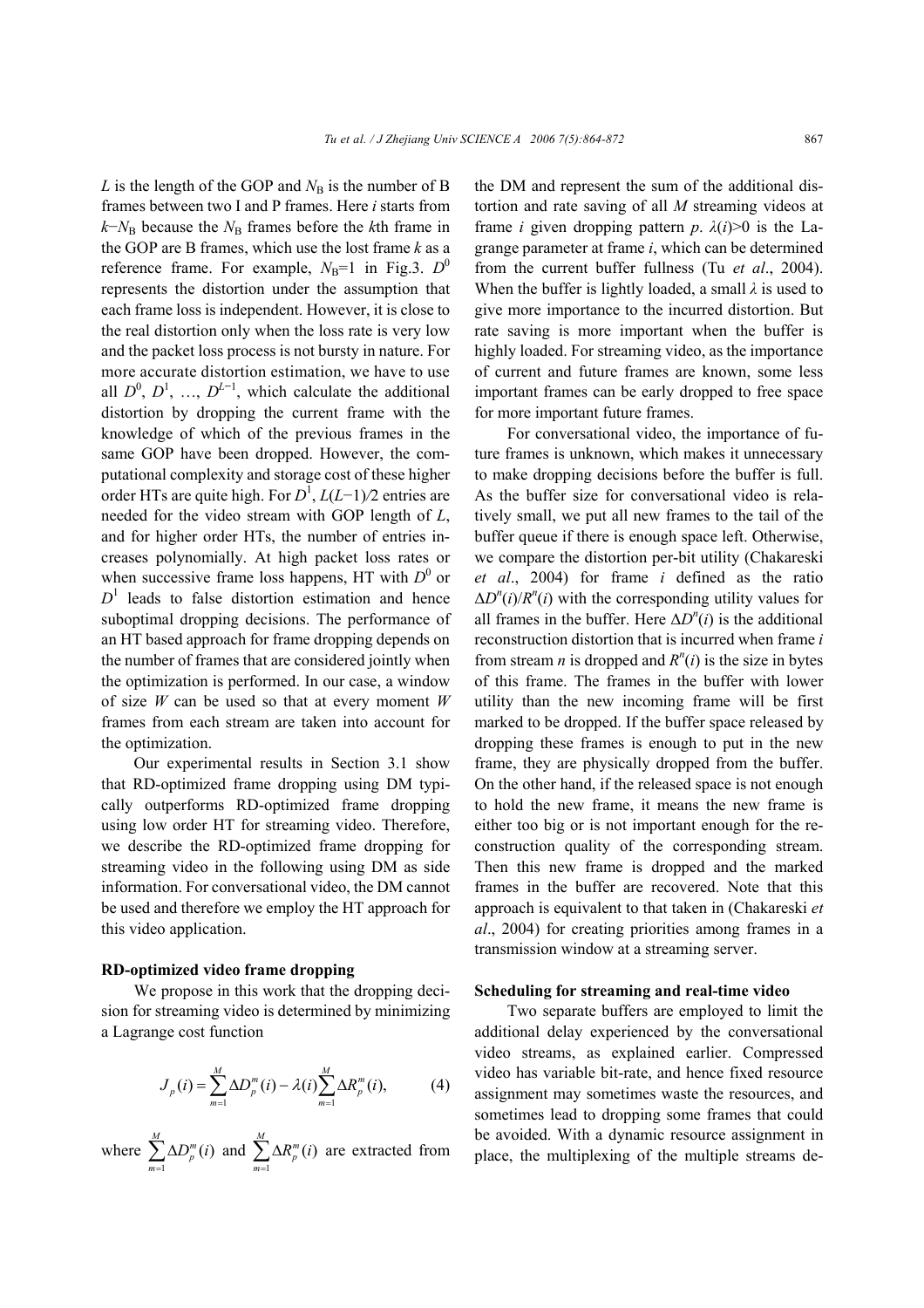$L$ is the length of the GOP and $N_B$ is the number of B frames between two I and P frames. Here $i$ starts from $k-N_B$ because the $N_B$ frames before the $k$th frame in the GOP are B frames, which use the lost frame $k$ as a reference frame. For example, $N_B$=1 in Fig.3. $D^0$ represents the distortion under the assumption that each frame loss is independent. However, it is close to the real distortion only when the loss rate is very low and the packet loss process is not bursty in nature. For more accurate distortion estimation, we have to use all $D^0$, $D^1$, …, $D^{L-1}$, which calculate the additional distortion by dropping the current frame with the knowledge of which of the previous frames in the same GOP have been dropped. However, the computational complexity and storage cost of these higher order HTs are quite high. For $D^1$, $L(L-1)/2$ entries are needed for the video stream with GOP length of $L$, and for higher order HTs, the number of entries increases polynomially. At high packet loss rates or when successive frame loss happens, HT with $D^0$ or $D^1$ leads to false distortion estimation and hence suboptimal dropping decisions. The performance of an HT based approach for frame dropping depends on the number of frames that are considered jointly when the optimization is performed. In our case, a window of size $W$ can be used so that at every moment $W$ frames from each stream are taken into account for the optimization.

Our experimental results in Section 3.1 show that RD-optimized frame dropping using DM typically outperforms RD-optimized frame dropping using low order HT for streaming video. Therefore, we describe the RD-optimized frame dropping for streaming video in the following using DM as side information. For conversational video, the DM cannot be used and therefore we employ the HT approach for this video application.

**RD-optimized video frame dropping**

We propose in this work that the dropping decision for streaming video is determined by minimizing a Lagrange cost function

$$J_p(i)=\sum_{m=1}^{M}\Delta D_p^m(i)-\lambda(i)\sum_{m=1}^{M}\Delta R_p^m(i), \tag{4}$$

where $\sum_{m=1}^{M}\Delta D_p^m(i)$ and $\sum_{m=1}^{M}\Delta R_p^m(i)$ are extracted from the DM and represent the sum of the additional distortion and rate saving of all $M$ streaming videos at frame $i$ given dropping pattern $p$. $\lambda(i)>0$ is the Lagrange parameter at frame $i$, which can be determined from the current buffer fullness (Tu *et al*., 2004). When the buffer is lightly loaded, a small $\lambda$ is used to give more importance to the incurred distortion. But rate saving is more important when the buffer is highly loaded. For streaming video, as the importance of current and future frames are known, some less important frames can be early dropped to free space for more important future frames.

For conversational video, the importance of future frames is unknown, which makes it unnecessary to make dropping decisions before the buffer is full. As the buffer size for conversational video is relatively small, we put all new frames to the tail of the buffer queue if there is enough space left. Otherwise, we compare the distortion per-bit utility (Chakareski *et al*., 2004) for frame $i$ defined as the ratio $\Delta D^n(i)/R^n(i)$ with the corresponding utility values for all frames in the buffer. Here $\Delta D^n(i)$ is the additional reconstruction distortion that is incurred when frame $i$ from stream $n$ is dropped and $R^n(i)$ is the size in bytes of this frame. The frames in the buffer with lower utility than the new incoming frame will be first marked to be dropped. If the buffer space released by dropping these frames is enough to put in the new frame, they are physically dropped from the buffer. On the other hand, if the released space is not enough to hold the new frame, it means the new frame is either too big or is not important enough for the reconstruction quality of the corresponding stream. Then this new frame is dropped and the marked frames in the buffer are recovered. Note that this approach is equivalent to that taken in (Chakareski *et al*., 2004) for creating priorities among frames in a transmission window at a streaming server.

**Scheduling for streaming and real-time video**

Two separate buffers are employed to limit the additional delay experienced by the conversational video streams, as explained earlier. Compressed video has variable bit-rate, and hence fixed resource assignment may sometimes waste the resources, and sometimes lead to dropping some frames that could be avoided. With a dynamic resource assignment in place, the multiplexing of the multiple streams de-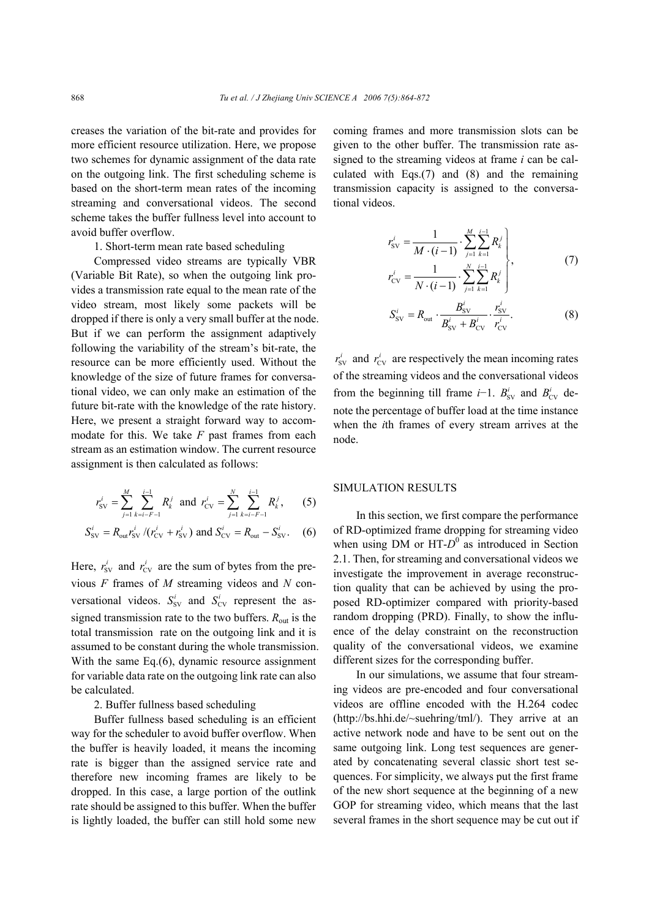creases the variation of the bit-rate and provides for more efficient resource utilization. Here, we propose two schemes for dynamic assignment of the data rate on the outgoing link. The first scheduling scheme is based on the short-term mean rates of the incoming streaming and conversational videos. The second scheme takes the buffer fullness level into account to avoid buffer overflow.

1. Short-term mean rate based scheduling

Compressed video streams are typically VBR (Variable Bit Rate), so when the outgoing link provides a transmission rate equal to the mean rate of the video stream, most likely some packets will be dropped if there is only a very small buffer at the node. But if we can perform the assignment adaptively following the variability of the stream's bit-rate, the resource can be more efficiently used. Without the knowledge of the size of future frames for conversational video, we can only make an estimation of the future bit-rate with the knowledge of the rate history. Here, we present a straight forward way to accommodate for this. We take $F$ past frames from each stream as an estimation window. The current resource assignment is then calculated as follows:

$$r_{\mathrm{SV}}^{i}=\sum_{j=1}^{M}\sum_{k=i-F-1}^{i-1}R_{k}^{j} \text{ and } r_{\mathrm{CV}}^{i}=\sum_{j=1}^{N}\sum_{k=i-F-1}^{i-1}R_{k}^{j}, \quad (5)$$

$$S_{\mathrm{SV}}^{i}=R_{\mathrm{out}}r_{\mathrm{SV}}^{i}/(r_{\mathrm{CV}}^{i}+r_{\mathrm{SV}}^{i}) \text{ and } S_{\mathrm{CV}}^{i}=R_{\mathrm{out}}-S_{\mathrm{SV}}^{i}. \quad (6)$$

Here, $r_{\mathrm{SV}}^{i}$ and $r_{\mathrm{CV}}^{i}$ are the sum of bytes from the previous $F$ frames of $M$ streaming videos and $N$ conversational videos. $S_{\mathrm{SV}}^{i}$ and $S_{\mathrm{CV}}^{i}$ represent the assigned transmission rate to the two buffers. $R_{\mathrm{out}}$ is the total transmission rate on the outgoing link and it is assumed to be constant during the whole transmission. With the same Eq.(6), dynamic resource assignment for variable data rate on the outgoing link rate can also be calculated.

2. Buffer fullness based scheduling

Buffer fullness based scheduling is an efficient way for the scheduler to avoid buffer overflow. When the buffer is heavily loaded, it means the incoming rate is bigger than the assigned service rate and therefore new incoming frames are likely to be dropped. In this case, a large portion of the outlink rate should be assigned to this buffer. When the buffer is lightly loaded, the buffer can still hold some new coming frames and more transmission slots can be given to the other buffer. The transmission rate assigned to the streaming videos at frame $i$ can be calculated with Eqs.(7) and (8) and the remaining transmission capacity is assigned to the conversational videos.

$$\left.\begin{aligned} r_{\mathrm{SV}}^{i}&=\frac{1}{M\cdot(i-1)}\cdot\sum_{j=1}^{M}\sum_{k=1}^{i-1}R_{k}^{j}\\ r_{\mathrm{CV}}^{i}&=\frac{1}{N\cdot(i-1)}\cdot\sum_{j=1}^{N}\sum_{k=1}^{i-1}R_{k}^{j}\end{aligned}\right\}, \quad (7)$$

$$S_{\mathrm{SV}}^{i}=R_{\mathrm{out}}\cdot\frac{B_{\mathrm{SV}}^{i}}{B_{\mathrm{SV}}^{i}+B_{\mathrm{CV}}^{i}}\cdot\frac{r_{\mathrm{SV}}^{i}}{r_{\mathrm{CV}}^{i}}. \quad (8)$$

$r_{\mathrm{SV}}^{i}$ and $r_{\mathrm{CV}}^{i}$ are respectively the mean incoming rates of the streaming videos and the conversational videos from the beginning till frame $i-1$. $B_{\mathrm{SV}}^{i}$ and $B_{\mathrm{CV}}^{i}$ denote the percentage of buffer load at the time instance when the $i$th frames of every stream arrives at the node.

## SIMULATION RESULTS

In this section, we first compare the performance of RD-optimized frame dropping for streaming video when using DM or HT-$D^0$ as introduced in Section 2.1. Then, for streaming and conversational videos we investigate the improvement in average reconstruction quality that can be achieved by using the proposed RD-optimizer compared with priority-based random dropping (PRD). Finally, to show the influence of the delay constraint on the reconstruction quality of the conversational videos, we examine different sizes for the corresponding buffer.

In our simulations, we assume that four streaming videos are pre-encoded and four conversational videos are offline encoded with the H.264 codec (http://bs.hhi.de/~suehring/tml/). They arrive at an active network node and have to be sent out on the same outgoing link. Long test sequences are generated by concatenating several classic short test sequences. For simplicity, we always put the first frame of the new short sequence at the beginning of a new GOP for streaming video, which means that the last several frames in the short sequence may be cut out if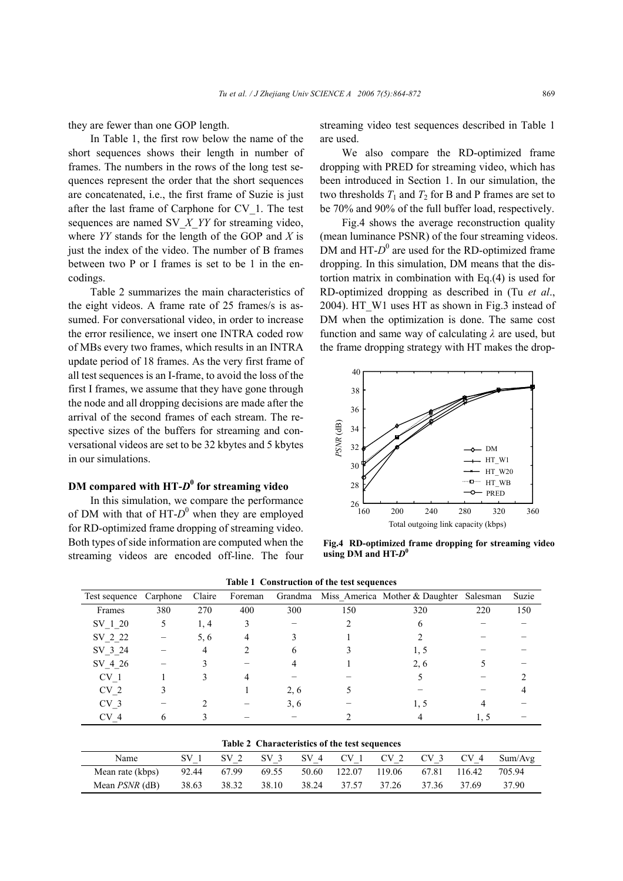they are fewer than one GOP length.

In Table 1, the first row below the name of the short sequences shows their length in number of frames. The numbers in the rows of the long test sequences represent the order that the short sequences are concatenated, i.e., the first frame of Suzie is just after the last frame of Carphone for CV_1. The test sequences are named SV_*X*_*YY* for streaming video, where *YY* stands for the length of the GOP and *X* is just the index of the video. The number of B frames between two P or I frames is set to be 1 in the encodings.

Table 2 summarizes the main characteristics of the eight videos. A frame rate of 25 frames/s is assumed. For conversational video, in order to increase the error resilience, we insert one INTRA coded row of MBs every two frames, which results in an INTRA update period of 18 frames. As the very first frame of all test sequences is an I-frame, to avoid the loss of the first I frames, we assume that they have gone through the node and all dropping decisions are made after the arrival of the second frames of each stream. The respective sizes of the buffers for streaming and conversational videos are set to be 32 kbytes and 5 kbytes in our simulations.

## DM compared with HT-$D^0$ for streaming video

In this simulation, we compare the performance of DM with that of HT-$D^0$ when they are employed for RD-optimized frame dropping of streaming video. Both types of side information are computed when the streaming videos are encoded off-line. The four streaming video test sequences described in Table 1 are used.

We also compare the RD-optimized frame dropping with PRED for streaming video, which has been introduced in Section 1. In our simulation, the two thresholds $T_1$ and $T_2$ for B and P frames are set to be 70% and 90% of the full buffer load, respectively.

Fig.4 shows the average reconstruction quality (mean luminance PSNR) of the four streaming videos. DM and HT-$D^0$ are used for the RD-optimized frame dropping. In this simulation, DM means that the distortion matrix in combination with Eq.(4) is used for RD-optimized dropping as described in (Tu *et al*., 2004). HT_W1 uses HT as shown in Fig.3 instead of DM when the optimization is done. The same cost function and same way of calculating $\lambda$ are used, but the frame dropping strategy with HT makes the drop-

*PSNR* (dB)
40
38
36
34
32
30
28
26
160 200 240 280 320 360
Total outgoing link capacity (kbps)
DM
HT_W1
HT_W20
HT_WB
PRED

**Fig.4 RD-optimized frame dropping for streaming video using DM and HT-$D^0$**

**Table 1 Construction of the test sequences**

| Test sequence | Carphone | Claire | Foreman | Grandma | Miss_America | Mother & Daughter | Salesman | Suzie |
|---|---|---|---|---|---|---|---|---|
| Frames | 380 | 270 | 400 | 300 | 150 | 320 | 220 | 150 |
| SV_1_20 | 5 | 1, 4 | 3 | − | 2 | 6 | − | − |
| SV_2_22 | − | 5, 6 | 4 | 3 | 1 | 2 | − | − |
| SV_3_24 | − | 4 | 2 | 6 | 3 | 1, 5 | − | − |
| SV_4_26 | − | 3 | − | 4 | 1 | 2, 6 | 5 | − |
| CV_1 | 1 | 3 | 4 | − | − | 5 | − | 2 |
| CV_2 | 3 | | 1 | 2, 6 | 5 | − | − | 4 |
| CV_3 | − | 2 | − | 3, 6 | − | 1, 5 | 4 | − |
| CV_4 | 6 | 3 | − | − | 2 | 4 | 1, 5 | − |

**Table 2 Characteristics of the test sequences**

| Name | SV_1 | SV_2 | SV_3 | SV_4 | CV_1 | CV_2 | CV_3 | CV_4 | Sum/Avg |
|---|---|---|---|---|---|---|---|---|---|
| Mean rate (kbps) | 92.44 | 67.99 | 69.55 | 50.60 | 122.07 | 119.06 | 67.81 | 116.42 | 705.94 |
| Mean *PSNR* (dB) | 38.63 | 38.32 | 38.10 | 38.24 | 37.57 | 37.26 | 37.36 | 37.69 | 37.90 |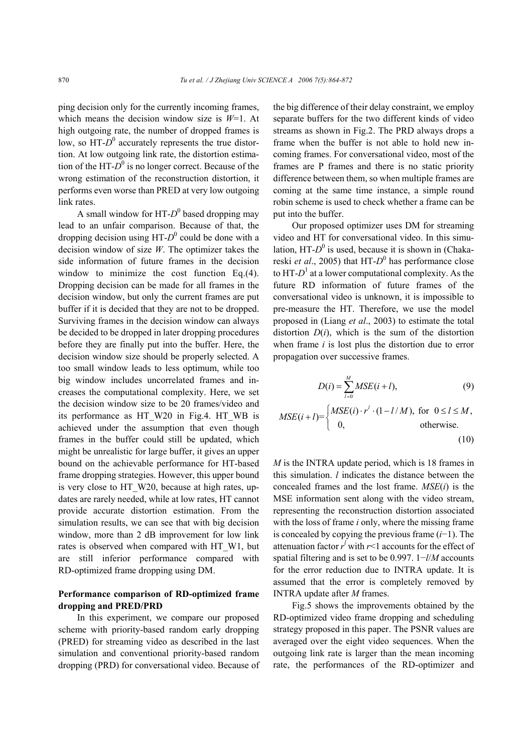ping decision only for the currently incoming frames, which means the decision window size is $W$=1. At high outgoing rate, the number of dropped frames is low, so HT-$D^0$ accurately represents the true distortion. At low outgoing link rate, the distortion estimation of the HT-$D^0$ is no longer correct. Because of the wrong estimation of the reconstruction distortion, it performs even worse than PRED at very low outgoing link rates.

A small window for HT-$D^0$ based dropping may lead to an unfair comparison. Because of that, the dropping decision using HT-$D^0$ could be done with a decision window of size $W$. The optimizer takes the side information of future frames in the decision window to minimize the cost function Eq.(4). Dropping decision can be made for all frames in the decision window, but only the current frames are put buffer if it is decided that they are not to be dropped. Surviving frames in the decision window can always be decided to be dropped in later dropping procedures before they are finally put into the buffer. Here, the decision window size should be properly selected. A too small window leads to less optimum, while too big window includes uncorrelated frames and increases the computational complexity. Here, we set the decision window size to be 20 frames/video and its performance as HT_W20 in Fig.4. HT_WB is achieved under the assumption that even though frames in the buffer could still be updated, which might be unrealistic for large buffer, it gives an upper bound on the achievable performance for HT-based frame dropping strategies. However, this upper bound is very close to HT_W20, because at high rates, updates are rarely needed, while at low rates, HT cannot provide accurate distortion estimation. From the simulation results, we can see that with big decision window, more than 2 dB improvement for low link rates is observed when compared with HT_W1, but are still inferior performance compared with RD-optimized frame dropping using DM.

**Performance comparison of RD-optimized frame dropping and PRED/PRD**

In this experiment, we compare our proposed scheme with priority-based random early dropping (PRED) for streaming video as described in the last simulation and conventional priority-based random dropping (PRD) for conversational video. Because of the big difference of their delay constraint, we employ separate buffers for the two different kinds of video streams as shown in Fig.2. The PRD always drops a frame when the buffer is not able to hold new incoming frames. For conversational video, most of the frames are P frames and there is no static priority difference between them, so when multiple frames are coming at the same time instance, a simple round robin scheme is used to check whether a frame can be put into the buffer.

Our proposed optimizer uses DM for streaming video and HT for conversational video. In this simulation, HT-$D^0$ is used, because it is shown in (Chakareski *et al*., 2005) that HT-$D^0$ has performance close to HT-$D^1$ at a lower computational complexity. As the future RD information of future frames of the conversational video is unknown, it is impossible to pre-measure the HT. Therefore, we use the model proposed in (Liang *et al*., 2003) to estimate the total distortion $D(i)$, which is the sum of the distortion when frame $i$ is lost plus the distortion due to error propagation over successive frames.

$$D(i)=\sum_{l=0}^{M} MSE(i+l), \tag{9}$$

$$MSE(i+l)=\begin{cases} MSE(i)\cdot r^{l}\cdot(1-l/M), & \text{for } 0\le l\le M, \\ 0, & \text{otherwise.} \end{cases} \tag{10}$$

$M$ is the INTRA update period, which is 18 frames in this simulation. $l$ indicates the distance between the concealed frames and the lost frame. $MSE(i)$ is the MSE information sent along with the video stream, representing the reconstruction distortion associated with the loss of frame $i$ only, where the missing frame is concealed by copying the previous frame ($i-1$). The attenuation factor $r^l$ with $r$<1 accounts for the effect of spatial filtering and is set to be 0.997. $1-l/M$ accounts for the error reduction due to INTRA update. It is assumed that the error is completely removed by INTRA update after $M$ frames.

Fig.5 shows the improvements obtained by the RD-optimized video frame dropping and scheduling strategy proposed in this paper. The PSNR values are averaged over the eight video sequences. When the outgoing link rate is larger than the mean incoming rate, the performances of the RD-optimizer and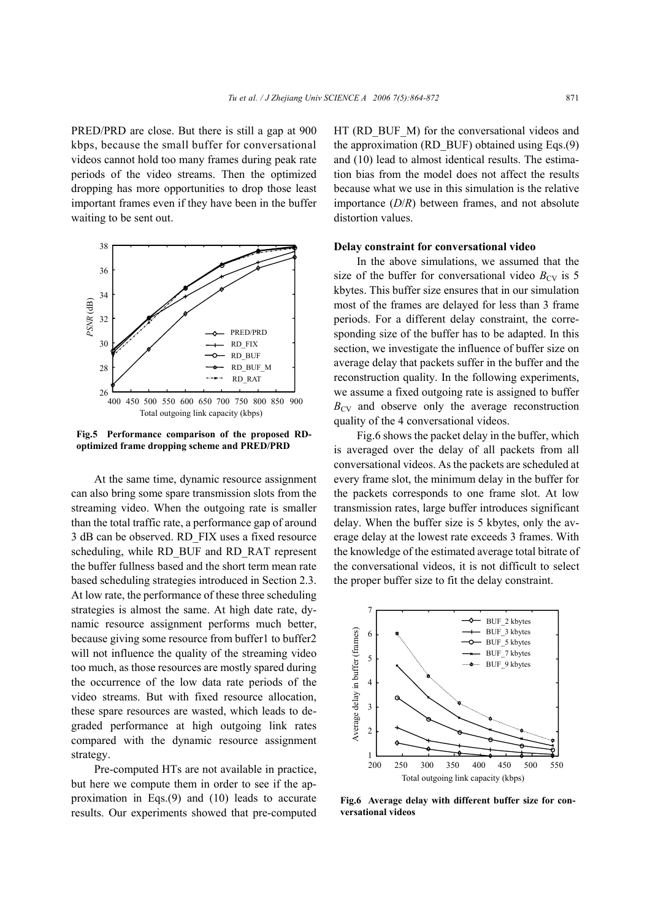PRED/PRD are close. But there is still a gap at 900 kbps, because the small buffer for conversational videos cannot hold too many frames during peak rate periods of the video streams. Then the optimized dropping has more opportunities to drop those least important frames even if they have been in the buffer waiting to be sent out.

38
36
34
32
30
28
26
PSNR (dB)
PRED/PRD
RD_FIX
RD_BUF
RD_BUF_M
RD_RAT
400 450 500 550 600 650 700 750 800 850 900
Total outgoing link capacity (kbps)

**Fig.5 Performance comparison of the proposed RD-optimized frame dropping scheme and PRED/PRD**

At the same time, dynamic resource assignment can also bring some spare transmission slots from the streaming video. When the outgoing rate is smaller than the total traffic rate, a performance gap of around 3 dB can be observed. RD_FIX uses a fixed resource scheduling, while RD_BUF and RD_RAT represent the buffer fullness based and the short term mean rate based scheduling strategies introduced in Section 2.3. At low rate, the performance of these three scheduling strategies is almost the same. At high date rate, dynamic resource assignment performs much better, because giving some resource from buffer1 to buffer2 will not influence the quality of the streaming video too much, as those resources are mostly spared during the occurrence of the low data rate periods of the video streams. But with fixed resource allocation, these spare resources are wasted, which leads to degraded performance at high outgoing link rates compared with the dynamic resource assignment strategy.

Pre-computed HTs are not available in practice, but here we compute them in order to see if the approximation in Eqs.(9) and (10) leads to accurate results. Our experiments showed that pre-computed HT (RD_BUF_M) for the conversational videos and the approximation (RD_BUF) obtained using Eqs.(9) and (10) lead to almost identical results. The estimation bias from the model does not affect the results because what we use in this simulation is the relative importance ($D/R$) between frames, and not absolute distortion values.

**Delay constraint for conversational video**

In the above simulations, we assumed that the size of the buffer for conversational video $B_{CV}$ is 5 kbytes. This buffer size ensures that in our simulation most of the frames are delayed for less than 3 frame periods. For a different delay constraint, the corresponding size of the buffer has to be adapted. In this section, we investigate the influence of buffer size on average delay that packets suffer in the buffer and the reconstruction quality. In the following experiments, we assume a fixed outgoing rate is assigned to buffer $B_{CV}$ and observe only the average reconstruction quality of the 4 conversational videos.

Fig.6 shows the packet delay in the buffer, which is averaged over the delay of all packets from all conversational videos. As the packets are scheduled at every frame slot, the minimum delay in the buffer for the packets corresponds to one frame slot. At low transmission rates, large buffer introduces significant delay. When the buffer size is 5 kbytes, only the average delay at the lowest rate exceeds 3 frames. With the knowledge of the estimated average total bitrate of the conversational videos, it is not difficult to select the proper buffer size to fit the delay constraint.

7
6
5
4
3
2
1
Average delay in buffer (frames)
BUF_2 kbytes
BUF_3 kbytes
BUF_5 kbytes
BUF_7 kbytes
BUF_9 kbytes
200 250 300 350 400 450 500 550
Total outgoing link capacity (kbps)

**Fig.6 Average delay with different buffer size for conversational videos**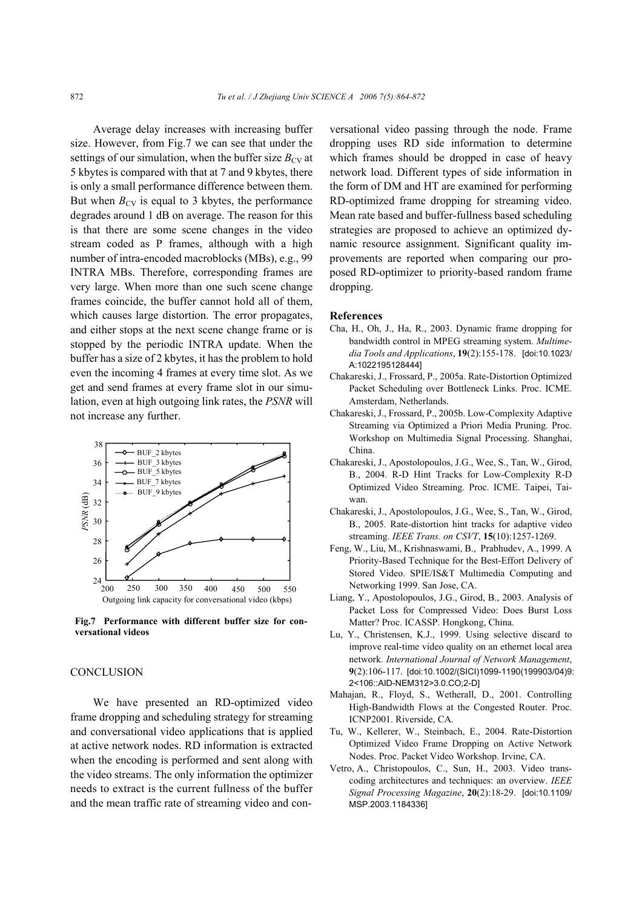Average delay increases with increasing buffer size. However, from Fig.7 we can see that under the settings of our simulation, when the buffer size $B_{CV}$ at 5 kbytes is compared with that at 7 and 9 kbytes, there is only a small performance difference between them. But when $B_{CV}$ is equal to 3 kbytes, the performance degrades around 1 dB on average. The reason for this is that there are some scene changes in the video stream coded as P frames, although with a high number of intra-encoded macroblocks (MBs), e.g., 99 INTRA MBs. Therefore, corresponding frames are very large. When more than one such scene change frames coincide, the buffer cannot hold all of them, which causes large distortion. The error propagates, and either stops at the next scene change frame or is stopped by the periodic INTRA update. When the buffer has a size of 2 kbytes, it has the problem to hold even the incoming 4 frames at every time slot. As we get and send frames at every frame slot in our simulation, even at high outgoing link rates, the *PSNR* will not increase any further.

PSNR (dB)
38
36
34
32
30
28
26
24
200 250 300 350 400 450 500 550
Outgoing link capacity for conversational video (kbps)
BUF_2 kbytes
BUF_3 kbytes
BUF_5 kbytes
BUF_7 kbytes
BUF_9 kbytes

**Fig.7 Performance with different buffer size for conversational videos**

## CONCLUSION

We have presented an RD-optimized video frame dropping and scheduling strategy for streaming and conversational video applications that is applied at active network nodes. RD information is extracted when the encoding is performed and sent along with the video streams. The only information the optimizer needs to extract is the current fullness of the buffer and the mean traffic rate of streaming video and conversational video passing through the node. Frame dropping uses RD side information to determine which frames should be dropped in case of heavy network load. Different types of side information in the form of DM and HT are examined for performing RD-optimized frame dropping for streaming video. Mean rate based and buffer-fullness based scheduling strategies are proposed to achieve an optimized dynamic resource assignment. Significant quality improvements are reported when comparing our proposed RD-optimizer to priority-based random frame dropping.

## References

Cha, H., Oh, J., Ha, R., 2003. Dynamic frame dropping for bandwidth control in MPEG streaming system. *Multimedia Tools and Applications*, **19**(2):155-178. [doi:10.1023/A:1022195128444]

Chakareski, J., Frossard, P., 2005a. Rate-Distortion Optimized Packet Scheduling over Bottleneck Links. Proc. ICME. Amsterdam, Netherlands.

Chakareski, J., Frossard, P., 2005b. Low-Complexity Adaptive Streaming via Optimized a Priori Media Pruning. Proc. Workshop on Multimedia Signal Processing. Shanghai, China.

Chakareski, J., Apostolopoulos, J.G., Wee, S., Tan, W., Girod, B., 2004. R-D Hint Tracks for Low-Complexity R-D Optimized Video Streaming. Proc. ICME. Taipei, Taiwan.

Chakareski, J., Apostolopoulos, J.G., Wee, S., Tan, W., Girod, B., 2005. Rate-distortion hint tracks for adaptive video streaming. *IEEE Trans. on CSVT*, **15**(10):1257-1269.

Feng, W., Liu, M., Krishnaswami, B., Prabhudev, A., 1999. A Priority-Based Technique for the Best-Effort Delivery of Stored Video. SPIE/IS&T Multimedia Computing and Networking 1999. San Jose, CA.

Liang, Y., Apostolopoulos, J.G., Girod, B., 2003. Analysis of Packet Loss for Compressed Video: Does Burst Loss Matter? Proc. ICASSP. Hongkong, China.

Lu, Y., Christensen, K.J., 1999. Using selective discard to improve real-time video quality on an ethernet local area network. *International Journal of Network Management*, **9**(2):106-117. [doi:10.1002/(SICI)1099-1190(199903/04)9:2<106::AID-NEM312>3.0.CO;2-D]

Mahajan, R., Floyd, S., Wetherall, D., 2001. Controlling High-Bandwidth Flows at the Congested Router. Proc. ICNP2001. Riverside, CA.

Tu, W., Kellerer, W., Steinbach, E., 2004. Rate-Distortion Optimized Video Frame Dropping on Active Network Nodes. Proc. Packet Video Workshop. Irvine, CA.

Vetro, A., Christopoulos, C., Sun, H., 2003. Video transcoding architectures and techniques: an overview. *IEEE Signal Processing Magazine*, **20**(2):18-29. [doi:10.1109/MSP.2003.1184336]